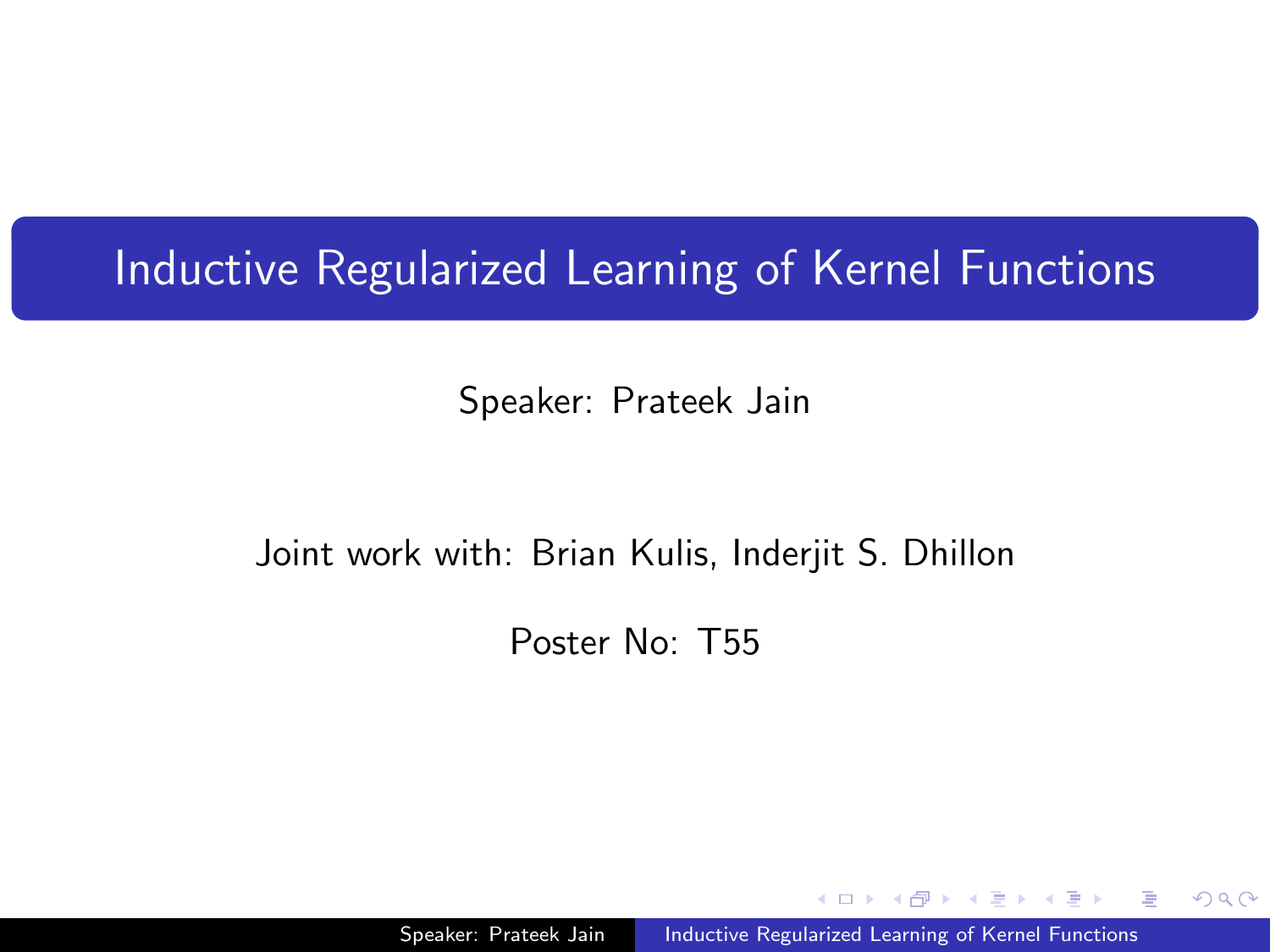# Inductive Regularized Learning of Kernel Functions

Speaker: Prateek Jain

Joint work with: Brian Kulis, Inderjit S. Dhillon

Poster No: T55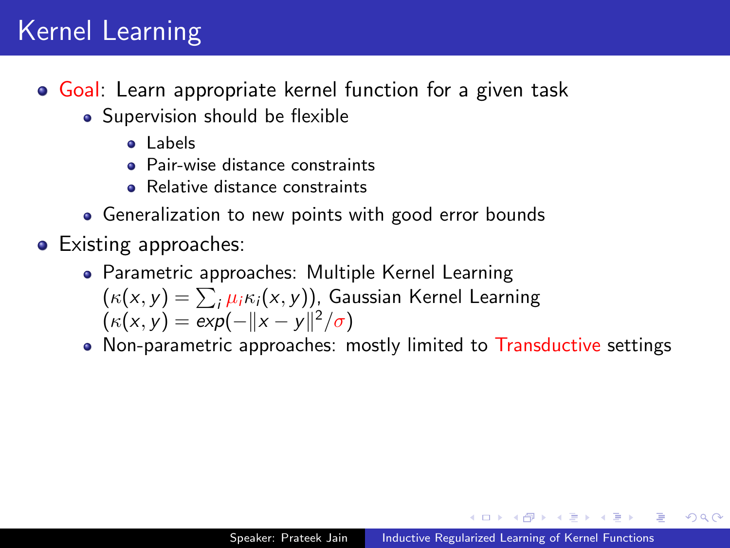# Kernel Learning

- Goal: Learn appropriate kernel function for a given task
  - Supervision should be flexible
    - Labels
    - Pair-wise distance constraints
    - Relative distance constraints
  - Generalization to new points with good error bounds
- Existing approaches:
  - Parametric approaches: Multiple Kernel Learning ($\kappa(x, y) = \sum_i \mu_i \kappa_i(x, y)$), Gaussian Kernel Learning ($\kappa(x, y) = exp(-\|x - y\|^2/\sigma)$)
  - Non-parametric approaches: mostly limited to Transductive settings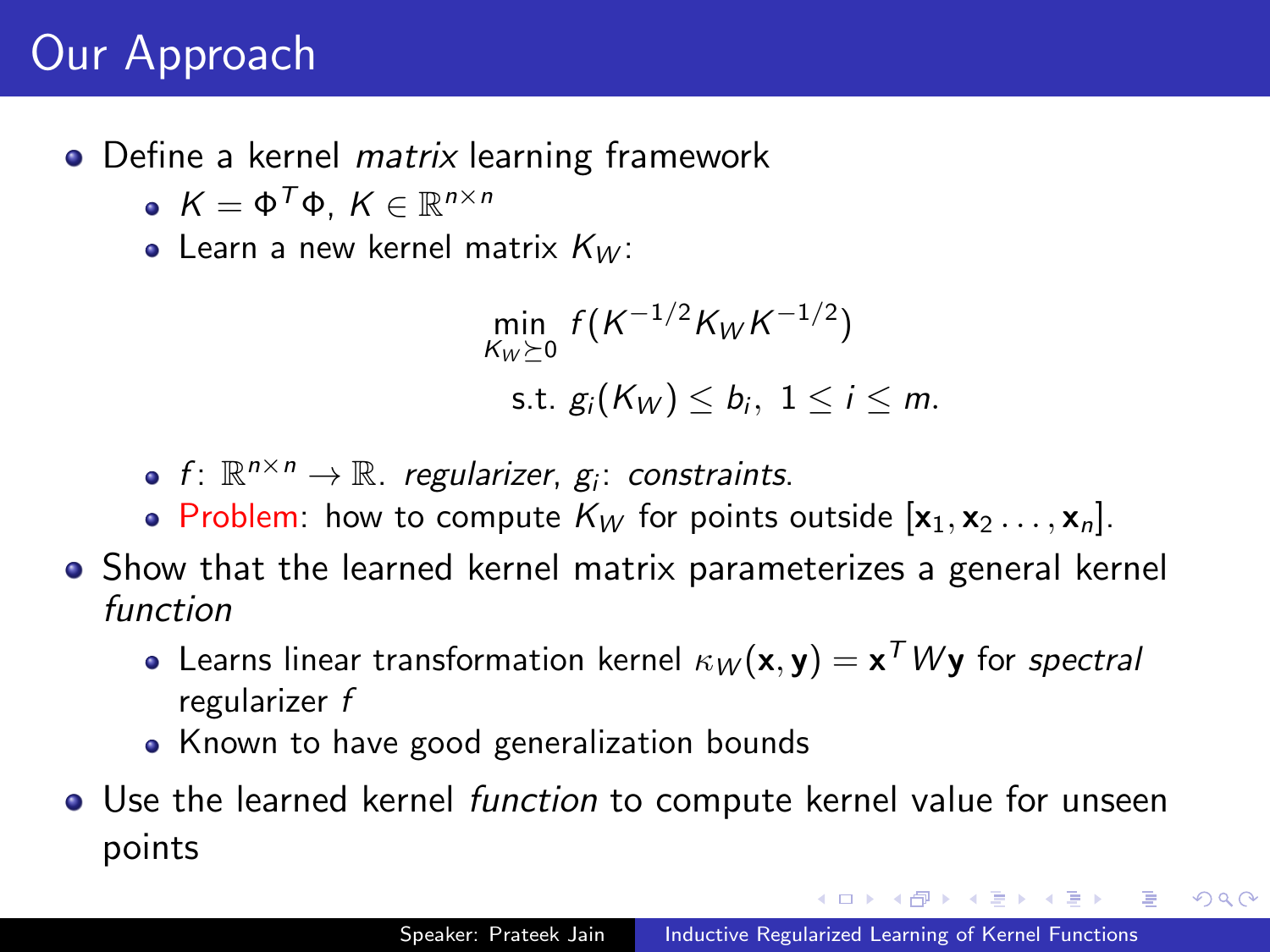# Our Approach

- Define a kernel *matrix* learning framework
  - $K = \Phi^T \Phi$, $K \in \mathbb{R}^{n \times n}$
  - Learn a new kernel matrix $K_W$:

$$\min_{K_W \succeq 0} f(K^{-1/2} K_W K^{-1/2})$$
$$\text{s.t. } g_i(K_W) \leq b_i, \ 1 \leq i \leq m.$$

  - $f$: $\mathbb{R}^{n \times n} \to \mathbb{R}$. *regularizer*, $g_i$: *constraints*.
  - Problem: how to compute $K_W$ for points outside $[\mathbf{x}_1, \mathbf{x}_2 \ldots, \mathbf{x}_n]$.
- Show that the learned kernel matrix parameterizes a general kernel *function*
  - Learns linear transformation kernel $\kappa_W(\mathbf{x}, \mathbf{y}) = \mathbf{x}^T W \mathbf{y}$ for *spectral* regularizer $f$
  - Known to have good generalization bounds
- Use the learned kernel *function* to compute kernel value for unseen points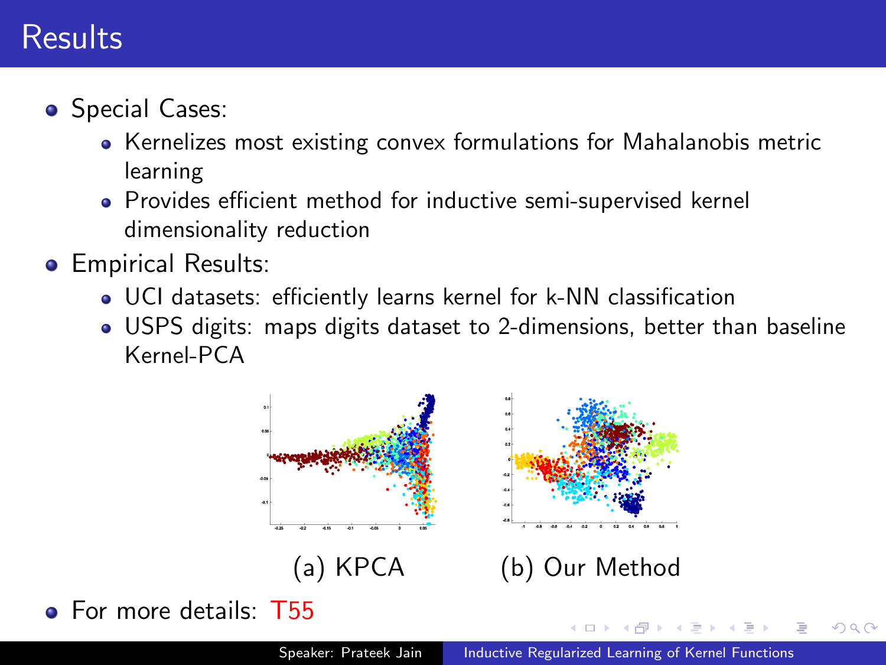# Results

- Special Cases:
  - Kernelizes most existing convex formulations for Mahalanobis metric learning
  - Provides efficient method for inductive semi-supervised kernel dimensionality reduction
- Empirical Results:
  - UCI datasets: efficiently learns kernel for k-NN classification
  - USPS digits: maps digits dataset to 2-dimensions, better than baseline Kernel-PCA

(a) KPCA

(b) Our Method

- For more details: T55